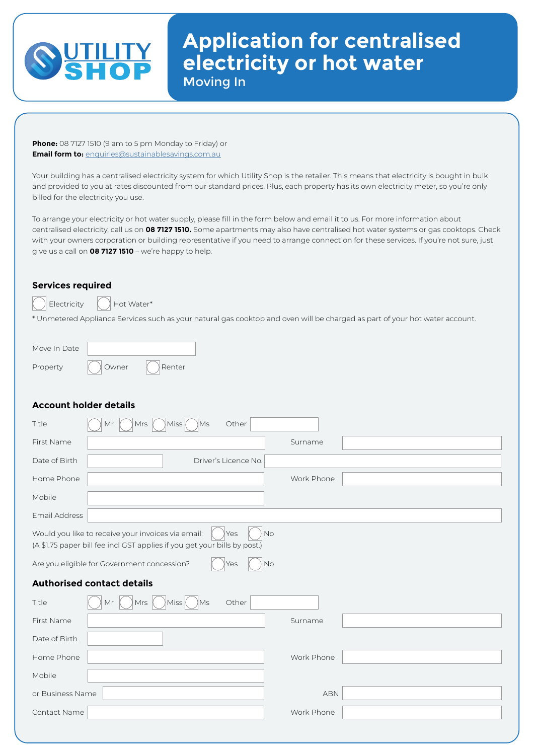# Application for centralised electricity or hot water

## Moving In

**Phone:** 08 7127 1510 (9 am to 5 pm Monday to Friday) or
**Email form to:** enquiries@sustainablesavings.com.au

Your building has a centralised electricity system for which Utility Shop is the retailer. This means that electricity is bought in bulk and provided to you at rates discounted from our standard prices. Plus, each property has its own electricity meter, so you're only billed for the electricity you use.

To arrange your electricity or hot water supply, please fill in the form below and email it to us. For more information about centralised electricity, call us on **08 7127 1510.** Some apartments may also have centralised hot water systems or gas cooktops. Check with your owners corporation or building representative if you need to arrange connection for these services. If you're not sure, just give us a call on **08 7127 1510** – we're happy to help.

### Services required

◯ Electricity ◯ Hot Water*

\* Unmetered Appliance Services such as your natural gas cooktop and oven will be charged as part of your hot water account.

Move In Date ____________

Property ◯ Owner ◯ Renter

### Account holder details

Title ◯ Mr ◯ Mrs ◯ Miss ◯ Ms Other ____________

First Name ____________ Surname ____________

Date of Birth ____________ Driver's Licence No. ____________

Home Phone ____________ Work Phone ____________

Mobile ____________

Email Address ____________

Would you like to receive your invoices via email: ◯ Yes ◯ No
(A $1.75 paper bill fee incl GST applies if you get your bills by post.)

Are you eligible for Government concession? ◯ Yes ◯ No

### Authorised contact details

Title ◯ Mr ◯ Mrs ◯ Miss ◯ Ms Other ____________

First Name ____________ Surname ____________

Date of Birth ____________

Home Phone ____________ Work Phone ____________

Mobile ____________

or Business Name ____________ ABN ____________

Contact Name ____________ Work Phone ____________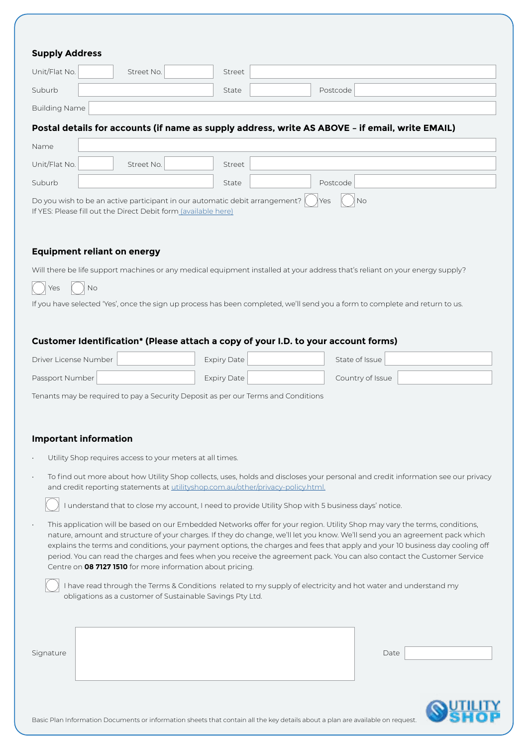## Supply Address

| | | | | | |
|---|---|---|---|---|---|
| Unit/Flat No. | | Street No. | | Street | |
| Suburb | | State | | Postcode | |
| Building Name | | | | | |

## Postal details for accounts (if name as supply address, write AS ABOVE – if email, write EMAIL)

| | | | | | |
|---|---|---|---|---|---|
| Name | | | | | |
| Unit/Flat No. | | Street No. | | Street | |
| Suburb | | State | | Postcode | |

Do you wish to be an active participant in our automatic debit arrangement? ◯ Yes ◯ No

If YES: Please fill out the Direct Debit form (available here)

## Equipment reliant on energy

Will there be life support machines or any medical equipment installed at your address that's reliant on your energy supply?

◯ Yes ◯ No

If you have selected 'Yes', once the sign up process has been completed, we'll send you a form to complete and return to us.

## Customer Identification* (Please attach a copy of your I.D. to your account forms)

| | | | | | |
|---|---|---|---|---|---|
| Driver License Number | | Expiry Date | | State of Issue | |
| Passport Number | | Expiry Date | | Country of Issue | |

Tenants may be required to pay a Security Deposit as per our Terms and Conditions

## Important information

- Utility Shop requires access to your meters at all times.
- To find out more about how Utility Shop collects, uses, holds and discloses your personal and credit information see our privacy and credit reporting statements at utilityshop.com.au/other/privacy-policy.html.

  ◯ I understand that to close my account, I need to provide Utility Shop with 5 business days' notice.

- This application will be based on our Embedded Networks offer for your region. Utility Shop may vary the terms, conditions, nature, amount and structure of your charges. If they do change, we'll let you know. We'll send you an agreement pack which explains the terms and conditions, your payment options, the charges and fees that apply and your 10 business day cooling off period. You can read the charges and fees when you receive the agreement pack. You can also contact the Customer Service Centre on **08 7127 1510** for more information about pricing.

  ◯ I have read through the Terms & Conditions related to my supply of electricity and hot water and understand my obligations as a customer of Sustainable Savings Pty Ltd.

| | | | |
|---|---|---|---|
| Signature | | Date | |

Basic Plan Information Documents or information sheets that contain all the key details about a plan are available on request.

UTILITY SHOP